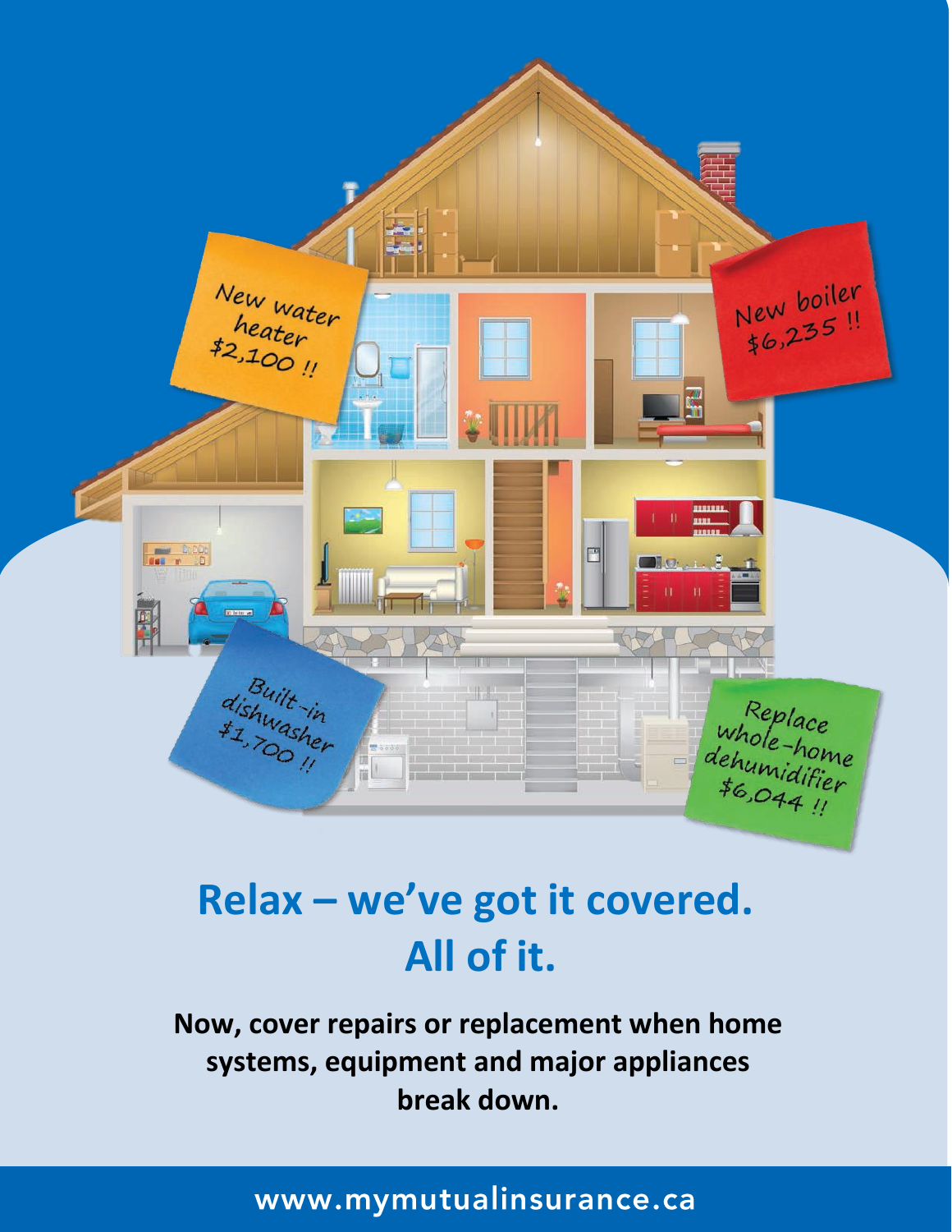New water heater $2,100 !!

New boiler $6,235 !!

Built-in dishwasher $1,700 !!

Replace whole-home dehumidifier $6,044 !!

# Relax – we've got it covered. All of it.

**Now, cover repairs or replacement when home systems, equipment and major appliances break down.**

www.mymutualinsurance.ca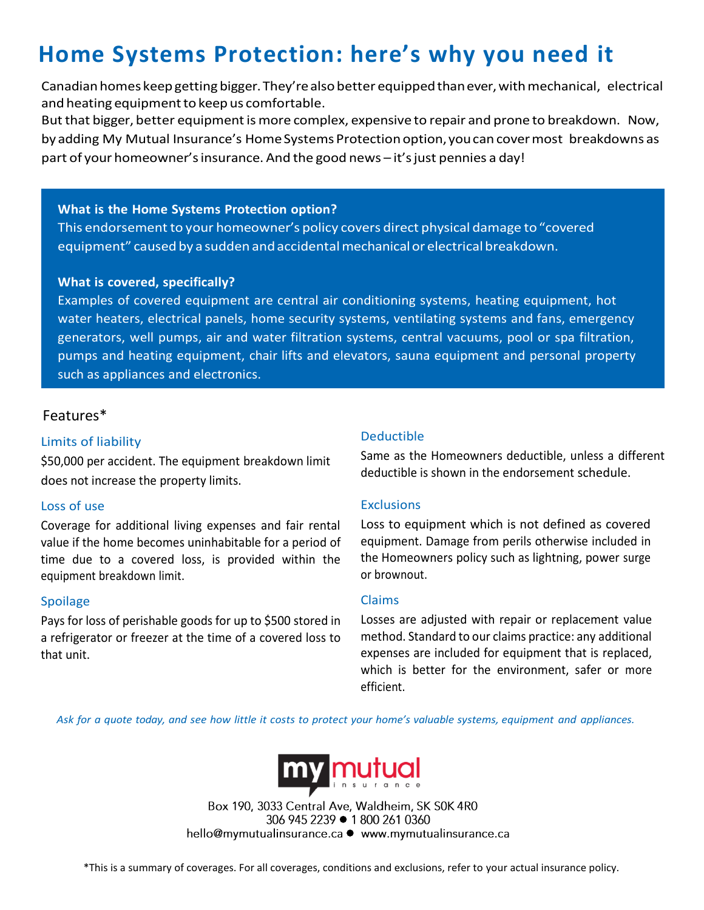# Home Systems Protection: here's why you need it

Canadian homes keep getting bigger. They're also better equipped than ever, with mechanical, electrical and heating equipment to keep us comfortable.
But that bigger, better equipment is more complex, expensive to repair and prone to breakdown. Now, by adding My Mutual Insurance's Home Systems Protection option, you can cover most breakdowns as part of your homeowner's insurance. And the good news – it's just pennies a day!

**What is the Home Systems Protection option?**
This endorsement to your homeowner's policy covers direct physical damage to "covered equipment" caused by a sudden and accidental mechanical or electrical breakdown.

**What is covered, specifically?**
Examples of covered equipment are central air conditioning systems, heating equipment, hot water heaters, electrical panels, home security systems, ventilating systems and fans, emergency generators, well pumps, air and water filtration systems, central vacuums, pool or spa filtration, pumps and heating equipment, chair lifts and elevators, sauna equipment and personal property such as appliances and electronics.

## Features*

### Limits of liability

$50,000 per accident. The equipment breakdown limit does not increase the property limits.

### Loss of use

Coverage for additional living expenses and fair rental value if the home becomes uninhabitable for a period of time due to a covered loss, is provided within the equipment breakdown limit.

### Spoilage

Pays for loss of perishable goods for up to $500 stored in a refrigerator or freezer at the time of a covered loss to that unit.

### Deductible

Same as the Homeowners deductible, unless a different deductible is shown in the endorsement schedule.

### Exclusions

Loss to equipment which is not defined as covered equipment. Damage from perils otherwise included in the Homeowners policy such as lightning, power surge or brownout.

### Claims

Losses are adjusted with repair or replacement value method. Standard to our claims practice: any additional expenses are included for equipment that is replaced, which is better for the environment, safer or more efficient.

*Ask for a quote today, and see how little it costs to protect your home's valuable systems, equipment and appliances.*

my mutual insurance

Box 190, 3033 Central Ave, Waldheim, SK S0K 4R0
306 945 2239 ● 1 800 261 0360
hello@mymutualinsurance.ca ● www.mymutualinsurance.ca

*This is a summary of coverages. For all coverages, conditions and exclusions, refer to your actual insurance policy.